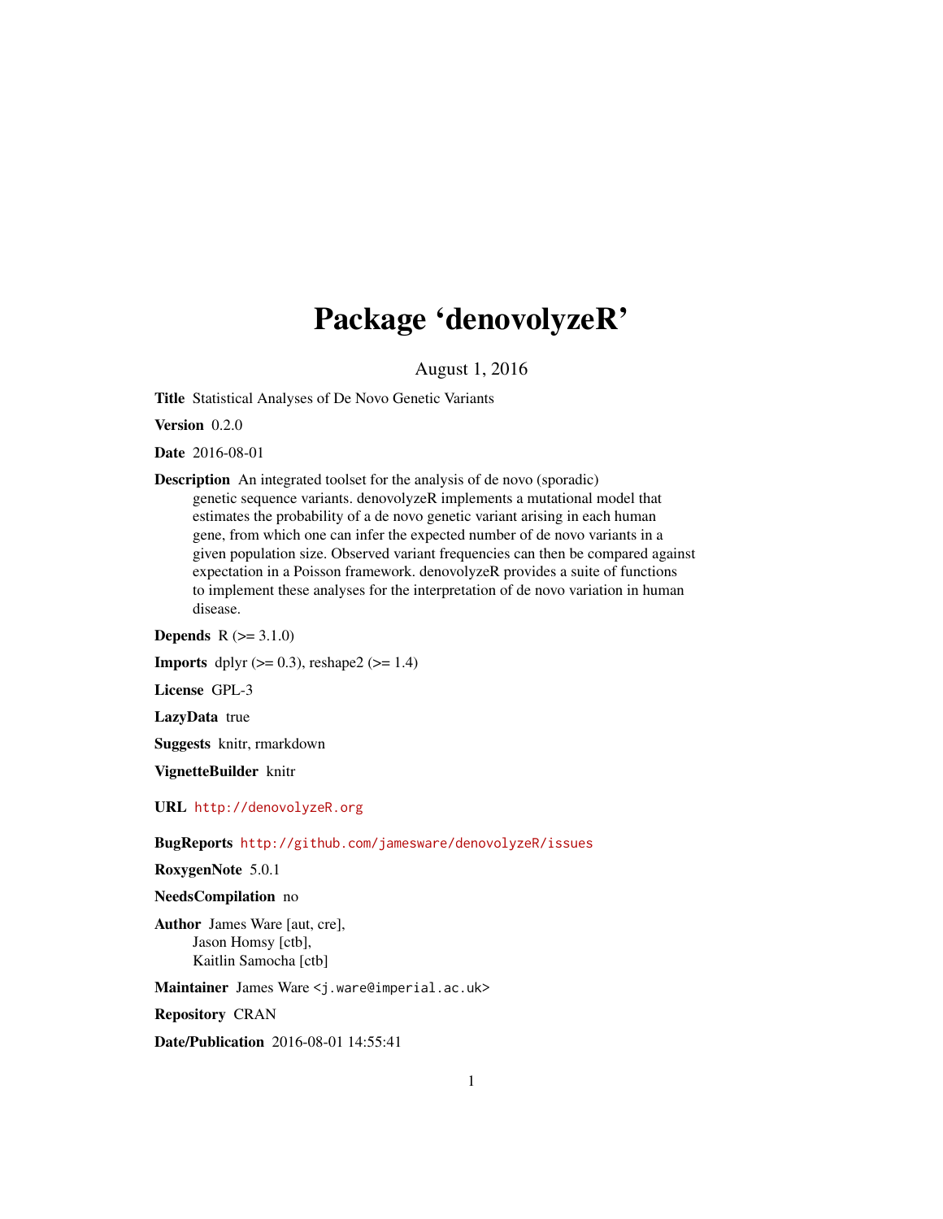# Package 'denovolyzeR'

August 1, 2016

**Title** Statistical Analyses of De Novo Genetic Variants

**Version** 0.2.0

**Date** 2016-08-01

**Description** An integrated toolset for the analysis of de novo (sporadic) genetic sequence variants. denovolyzeR implements a mutational model that estimates the probability of a de novo genetic variant arising in each human gene, from which one can infer the expected number of de novo variants in a given population size. Observed variant frequencies can then be compared against expectation in a Poisson framework. denovolyzeR provides a suite of functions to implement these analyses for the interpretation of de novo variation in human disease.

**Depends** R (>= 3.1.0)

**Imports** dplyr (>= 0.3), reshape2 (>= 1.4)

**License** GPL-3

**LazyData** true

**Suggests** knitr, rmarkdown

**VignetteBuilder** knitr

**URL** http://denovolyzeR.org

**BugReports** http://github.com/jamesware/denovolyzeR/issues

**RoxygenNote** 5.0.1

**NeedsCompilation** no

**Author** James Ware [aut, cre],
Jason Homsy [ctb],
Kaitlin Samocha [ctb]

**Maintainer** James Ware <j.ware@imperial.ac.uk>

**Repository** CRAN

**Date/Publication** 2016-08-01 14:55:41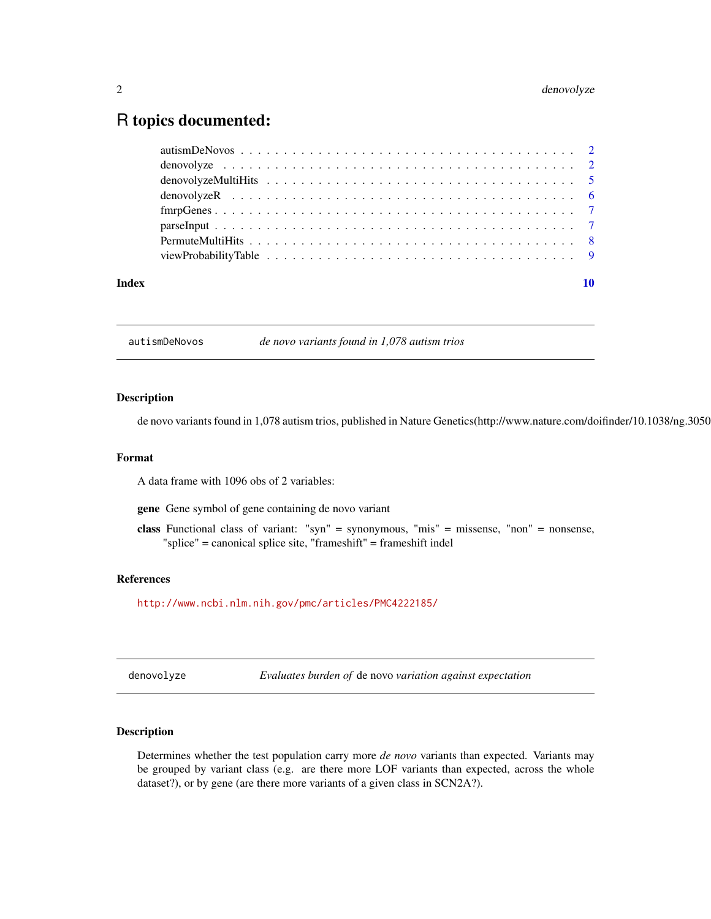# R topics documented:

autismDeNovos . . . . . . . . . . . . . . . . . . . . . . . . . . . . . . . . . . . . . . . 2
denovolyze . . . . . . . . . . . . . . . . . . . . . . . . . . . . . . . . . . . . . . . . . 2
denovolyzeMultiHits . . . . . . . . . . . . . . . . . . . . . . . . . . . . . . . . . . . . 5
denovolyzeR . . . . . . . . . . . . . . . . . . . . . . . . . . . . . . . . . . . . . . . . 6
fmrpGenes . . . . . . . . . . . . . . . . . . . . . . . . . . . . . . . . . . . . . . . . . 7
parseInput . . . . . . . . . . . . . . . . . . . . . . . . . . . . . . . . . . . . . . . . . 7
PermuteMultiHits . . . . . . . . . . . . . . . . . . . . . . . . . . . . . . . . . . . . . . 8
viewProbabilityTable . . . . . . . . . . . . . . . . . . . . . . . . . . . . . . . . . . . . 9

**Index** **10**

---

## autismDeNovos — *de novo variants found in 1,078 autism trios*

### Description

de novo variants found in 1,078 autism trios, published in Nature Genetics(http://www.nature.com/doifinder/10.1038/ng.3050

### Format

A data frame with 1096 obs of 2 variables:

**gene** Gene symbol of gene containing de novo variant

**class** Functional class of variant: "syn" = synonymous, "mis" = missense, "non" = nonsense, "splice" = canonical splice site, "frameshift" = frameshift indel

### References

http://www.ncbi.nlm.nih.gov/pmc/articles/PMC4222185/

---

## denovolyze — *Evaluates burden of* de novo *variation against expectation*

### Description

Determines whether the test population carry more *de novo* variants than expected. Variants may be grouped by variant class (e.g. are there more LOF variants than expected, across the whole dataset?), or by gene (are there more variants of a given class in SCN2A?).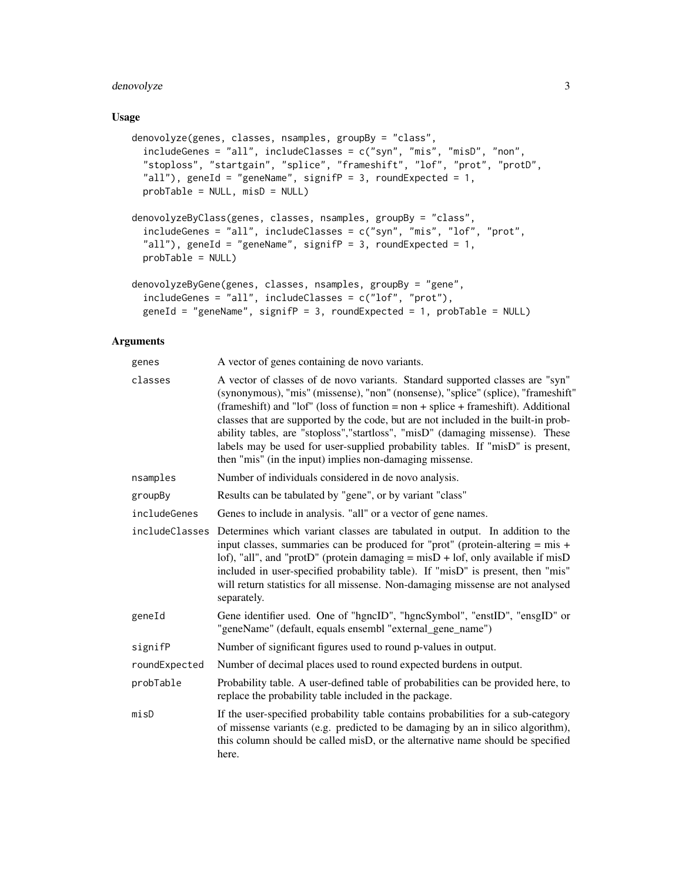## Usage

```
denovolyze(genes, classes, nsamples, groupBy = "class",
  includeGenes = "all", includeClasses = c("syn", "mis", "misD", "non",
  "stoploss", "startgain", "splice", "frameshift", "lof", "prot", "protD",
  "all"), geneId = "geneName", signifP = 3, roundExpected = 1,
  probTable = NULL, misD = NULL)

denovolyzeByClass(genes, classes, nsamples, groupBy = "class",
  includeGenes = "all", includeClasses = c("syn", "mis", "lof", "prot",
  "all"), geneId = "geneName", signifP = 3, roundExpected = 1,
  probTable = NULL)

denovolyzeByGene(genes, classes, nsamples, groupBy = "gene",
  includeGenes = "all", includeClasses = c("lof", "prot"),
  geneId = "geneName", signifP = 3, roundExpected = 1, probTable = NULL)
```

## Arguments

| | |
|---|---|
| `genes` | A vector of genes containing de novo variants. |
| `classes` | A vector of classes of de novo variants. Standard supported classes are "syn" (synonymous), "mis" (missense), "non" (nonsense), "splice" (splice), "frameshift" (frameshift) and "lof" (loss of function = non + splice + frameshift). Additional classes that are supported by the code, but are not included in the built-in probability tables, are "stoploss","startloss", "misD" (damaging missense). These labels may be used for user-supplied probability tables. If "misD" is present, then "mis" (in the input) implies non-damaging missense. |
| `nsamples` | Number of individuals considered in de novo analysis. |
| `groupBy` | Results can be tabulated by "gene", or by variant "class" |
| `includeGenes` | Genes to include in analysis. "all" or a vector of gene names. |
| `includeClasses` | Determines which variant classes are tabulated in output. In addition to the input classes, summaries can be produced for "prot" (protein-altering = mis + lof), "all", and "protD" (protein damaging = misD + lof, only available if misD included in user-specified probability table). If "misD" is present, then "mis" will return statistics for all missense. Non-damaging missense are not analysed separately. |
| `geneId` | Gene identifier used. One of "hgncID", "hgncSymbol", "enstID", "ensgID" or "geneName" (default, equals ensembl "external_gene_name") |
| `signifP` | Number of significant figures used to round p-values in output. |
| `roundExpected` | Number of decimal places used to round expected burdens in output. |
| `probTable` | Probability table. A user-defined table of probabilities can be provided here, to replace the probability table included in the package. |
| `misD` | If the user-specified probability table contains probabilities for a sub-category of missense variants (e.g. predicted to be damaging by an in silico algorithm), this column should be called misD, or the alternative name should be specified here. |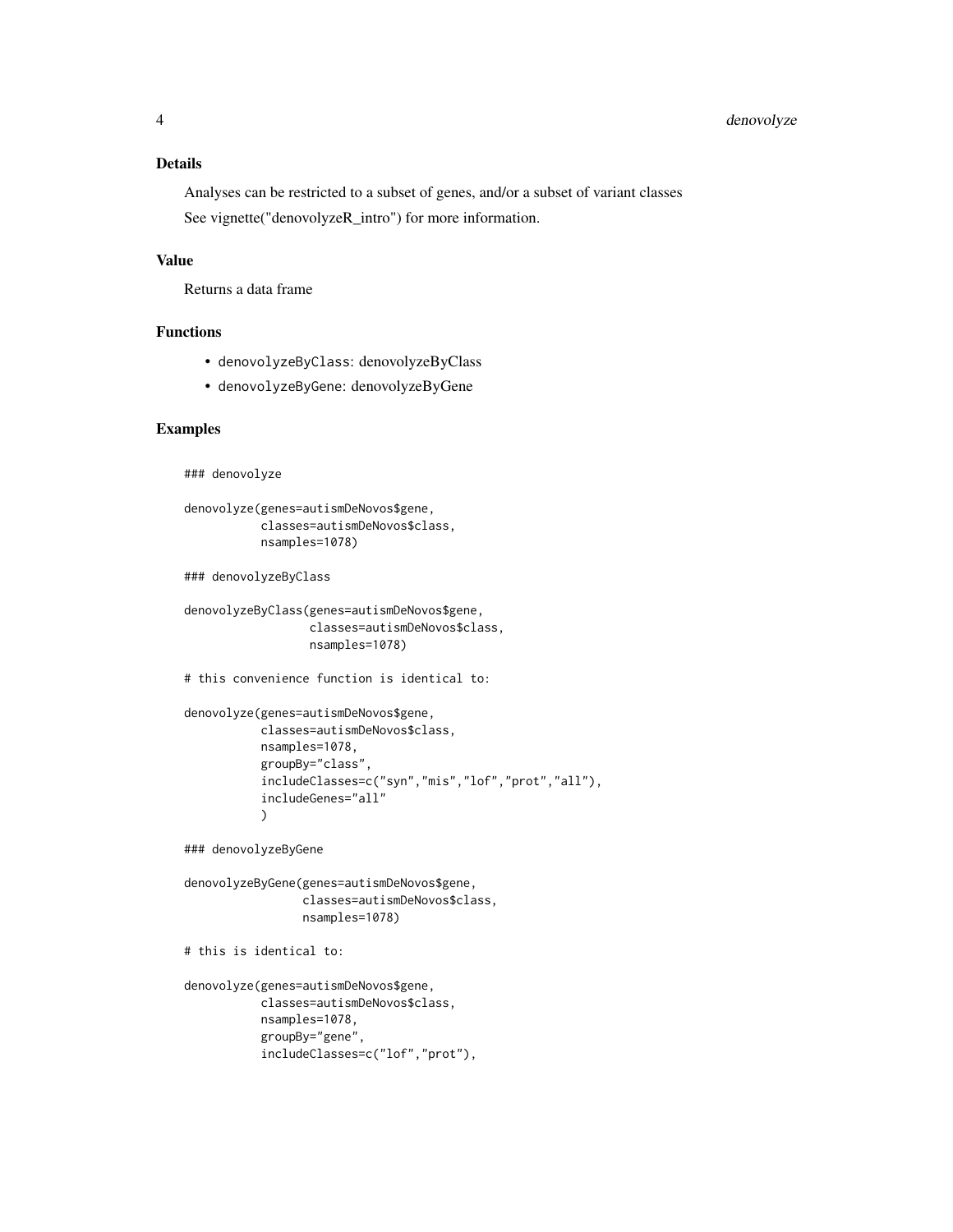## Details

Analyses can be restricted to a subset of genes, and/or a subset of variant classes

See vignette("denovolyzeR_intro") for more information.

## Value

Returns a data frame

## Functions

- `denovolyzeByClass`: denovolyzeByClass
- `denovolyzeByGene`: denovolyzeByGene

## Examples

```
### denovolyze

denovolyze(genes=autismDeNovos$gene,
           classes=autismDeNovos$class,
           nsamples=1078)

### denovolyzeByClass

denovolyzeByClass(genes=autismDeNovos$gene,
                  classes=autismDeNovos$class,
                  nsamples=1078)

# this convenience function is identical to:

denovolyze(genes=autismDeNovos$gene,
           classes=autismDeNovos$class,
           nsamples=1078,
           groupBy="class",
           includeClasses=c("syn","mis","lof","prot","all"),
           includeGenes="all"
           )

### denovolyzeByGene

denovolyzeByGene(genes=autismDeNovos$gene,
                 classes=autismDeNovos$class,
                 nsamples=1078)

# this is identical to:

denovolyze(genes=autismDeNovos$gene,
           classes=autismDeNovos$class,
           nsamples=1078,
           groupBy="gene",
           includeClasses=c("lof","prot"),
```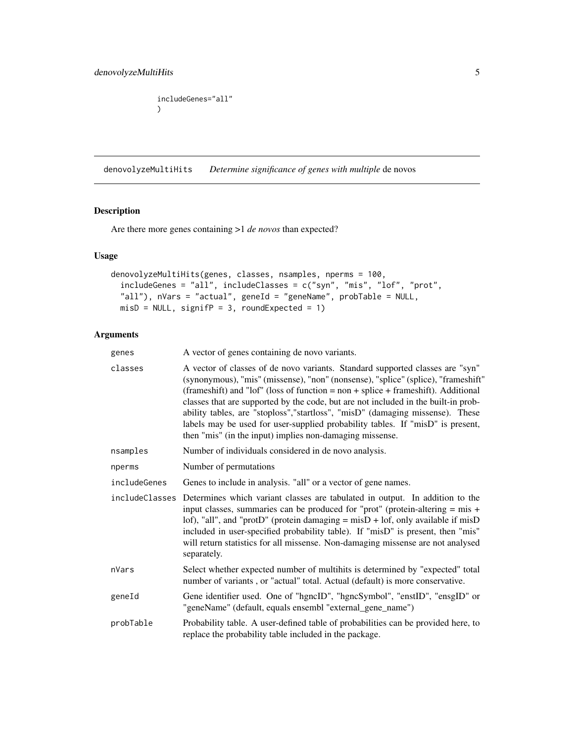```
        includeGenes="all"
        )
```

## denovolyzeMultiHits *Determine significance of genes with multiple* de novos

### Description

Are there more genes containing >1 *de novos* than expected?

### Usage

```
denovolyzeMultiHits(genes, classes, nsamples, nperms = 100,
  includeGenes = "all", includeClasses = c("syn", "mis", "lof", "prot",
  "all"), nVars = "actual", geneId = "geneName", probTable = NULL,
  misD = NULL, signifP = 3, roundExpected = 1)
```

### Arguments

| | |
|---|---|
| genes | A vector of genes containing de novo variants. |
| classes | A vector of classes of de novo variants. Standard supported classes are "syn" (synonymous), "mis" (missense), "non" (nonsense), "splice" (splice), "frameshift" (frameshift) and "lof" (loss of function = non + splice + frameshift). Additional classes that are supported by the code, but are not included in the built-in probability tables, are "stoploss","startloss", "misD" (damaging missense). These labels may be used for user-supplied probability tables. If "misD" is present, then "mis" (in the input) implies non-damaging missense. |
| nsamples | Number of individuals considered in de novo analysis. |
| nperms | Number of permutations |
| includeGenes | Genes to include in analysis. "all" or a vector of gene names. |
| includeClasses | Determines which variant classes are tabulated in output. In addition to the input classes, summaries can be produced for "prot" (protein-altering = mis + lof), "all", and "protD" (protein damaging = misD + lof, only available if misD included in user-specified probability table). If "misD" is present, then "mis" will return statistics for all missense. Non-damaging missense are not analysed separately. |
| nVars | Select whether expected number of multihits is determined by "expected" total number of variants , or "actual" total. Actual (default) is more conservative. |
| geneId | Gene identifier used. One of "hgncID", "hgncSymbol", "enstID", "ensgID" or "geneName" (default, equals ensembl "external_gene_name") |
| probTable | Probability table. A user-defined table of probabilities can be provided here, to replace the probability table included in the package. |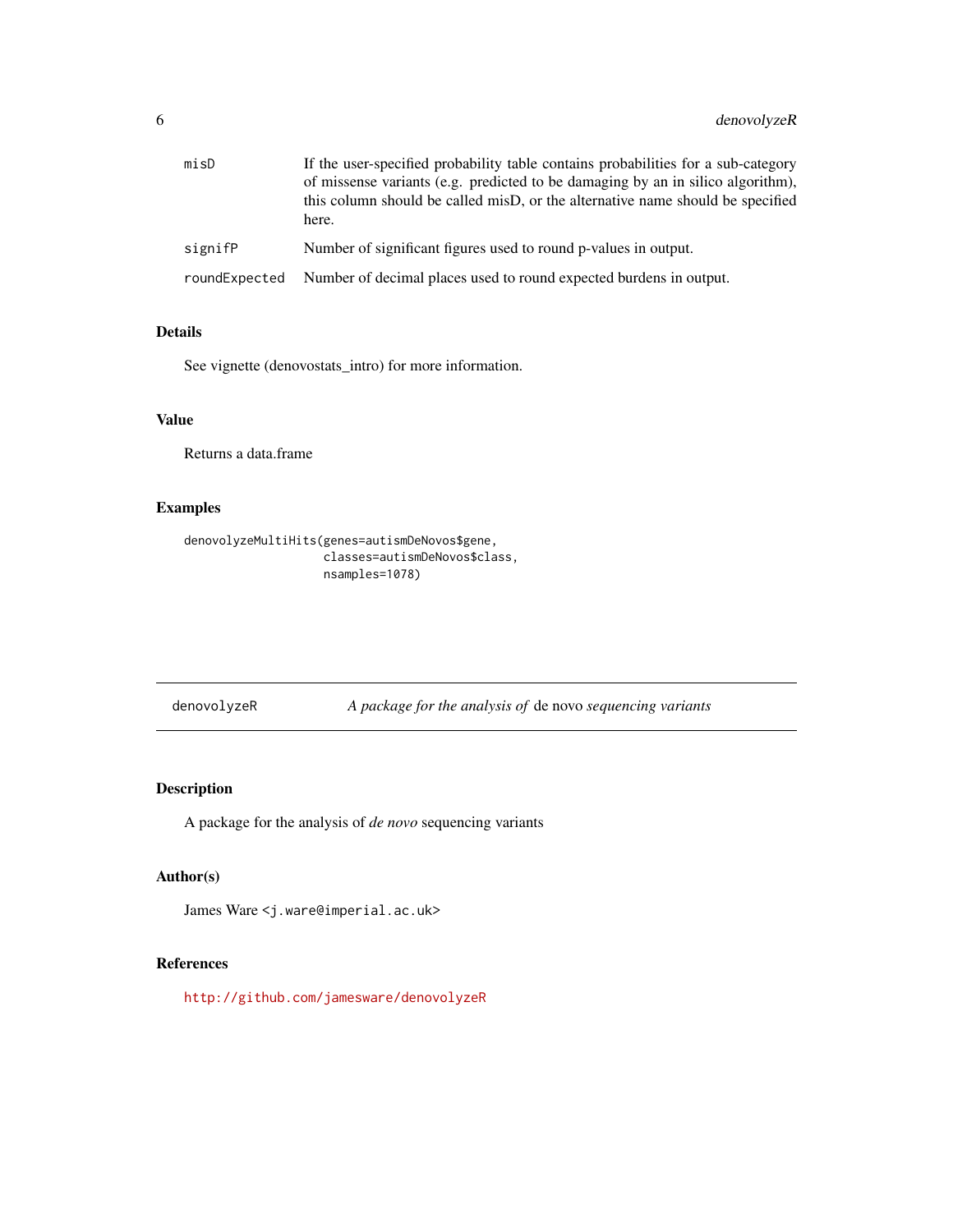| | |
|---|---|
| misD | If the user-specified probability table contains probabilities for a sub-category of missense variants (e.g. predicted to be damaging by an in silico algorithm), this column should be called misD, or the alternative name should be specified here. |
| signifP | Number of significant figures used to round p-values in output. |
| roundExpected | Number of decimal places used to round expected burdens in output. |

### Details

See vignette (denovostats_intro) for more information.

### Value

Returns a data.frame

### Examples

```
denovolyzeMultiHits(genes=autismDeNovos$gene,
                    classes=autismDeNovos$class,
                    nsamples=1078)
```

---

## denovolyzeR    *A package for the analysis of* de novo *sequencing variants*

---

### Description

A package for the analysis of *de novo* sequencing variants

### Author(s)

James Ware <j.ware@imperial.ac.uk>

### References

http://github.com/jamesware/denovolyzeR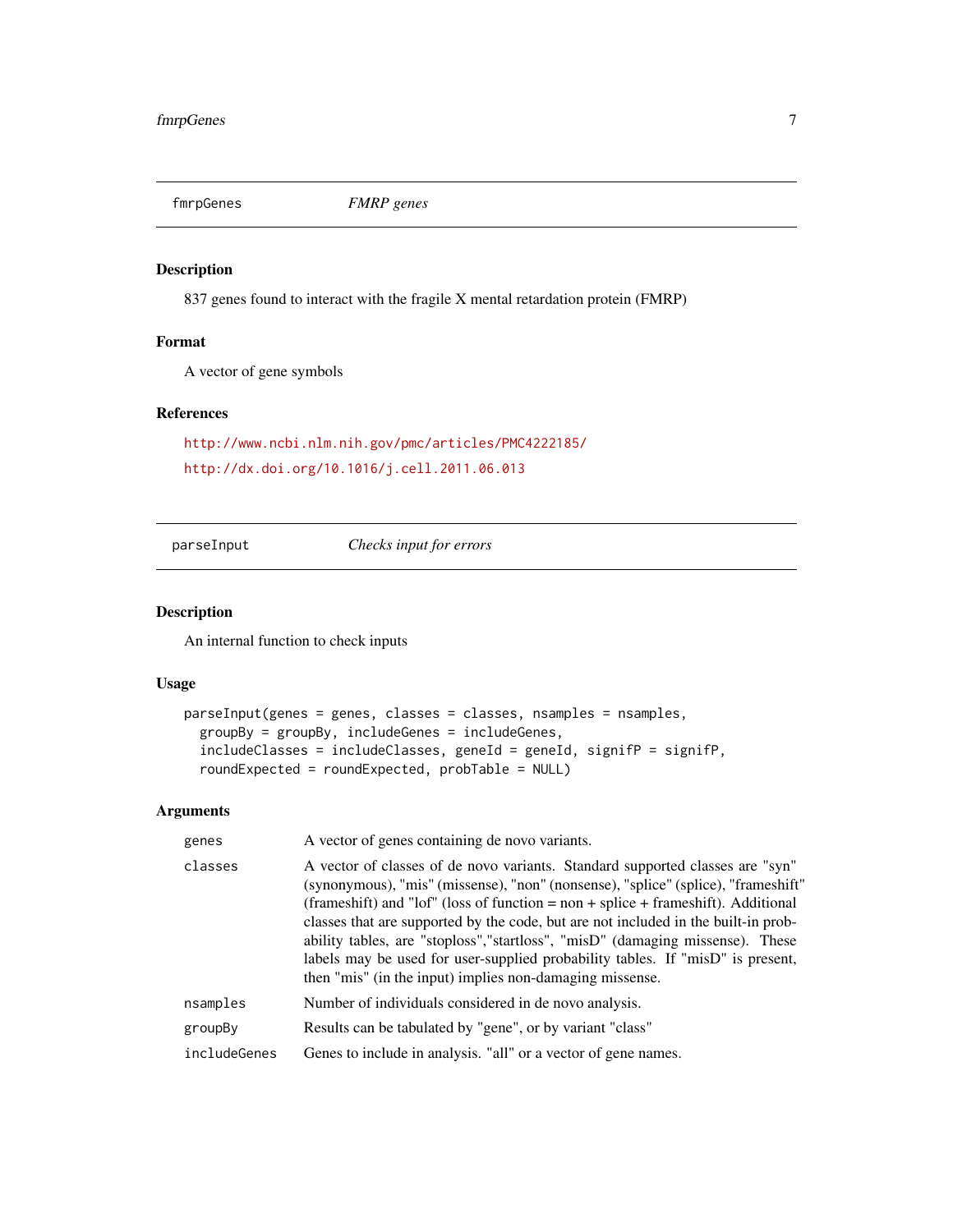## fmrpGenes — *FMRP genes*

### Description

837 genes found to interact with the fragile X mental retardation protein (FMRP)

### Format

A vector of gene symbols

### References

http://www.ncbi.nlm.nih.gov/pmc/articles/PMC4222185/

http://dx.doi.org/10.1016/j.cell.2011.06.013

## parseInput — *Checks input for errors*

### Description

An internal function to check inputs

### Usage

```
parseInput(genes = genes, classes = classes, nsamples = nsamples,
  groupBy = groupBy, includeGenes = includeGenes,
  includeClasses = includeClasses, geneId = geneId, signifP = signifP,
  roundExpected = roundExpected, probTable = NULL)
```

### Arguments

| | |
|---|---|
| genes | A vector of genes containing de novo variants. |
| classes | A vector of classes of de novo variants. Standard supported classes are "syn" (synonymous), "mis" (missense), "non" (nonsense), "splice" (splice), "frameshift" (frameshift) and "lof" (loss of function = non + splice + frameshift). Additional classes that are supported by the code, but are not included in the built-in probability tables, are "stoploss","startloss", "misD" (damaging missense). These labels may be used for user-supplied probability tables. If "misD" is present, then "mis" (in the input) implies non-damaging missense. |
| nsamples | Number of individuals considered in de novo analysis. |
| groupBy | Results can be tabulated by "gene", or by variant "class" |
| includeGenes | Genes to include in analysis. "all" or a vector of gene names. |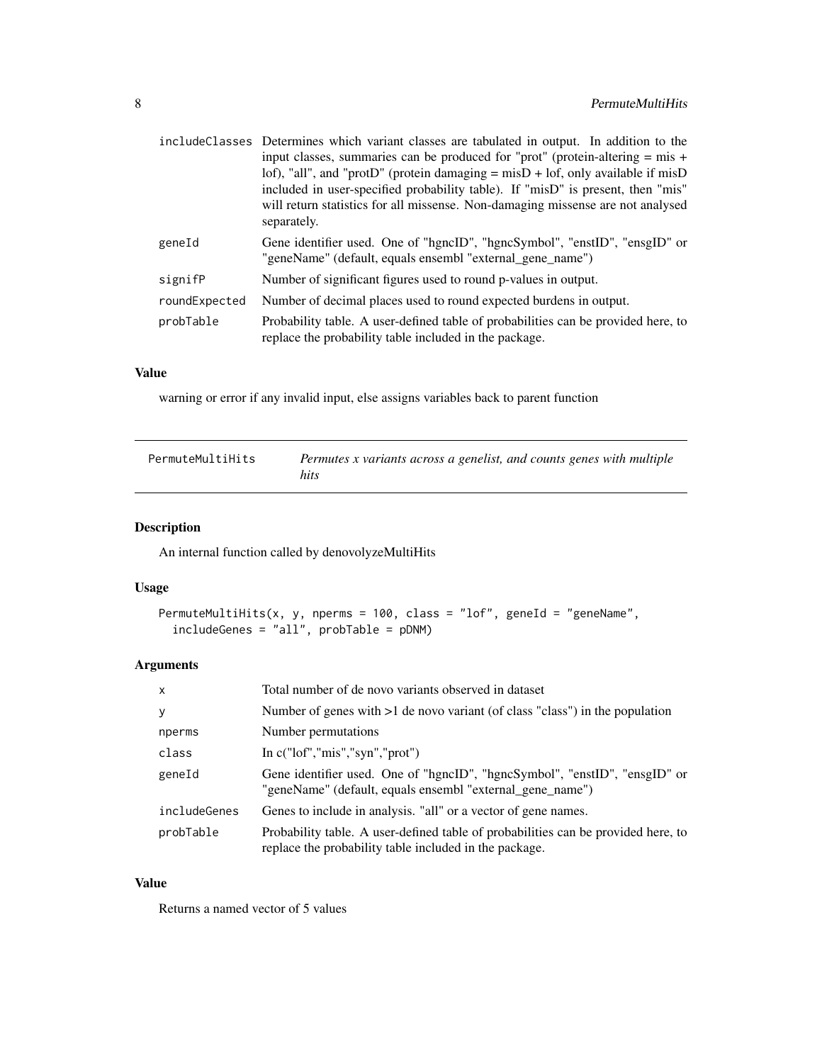| | |
|---|---|
| includeClasses | Determines which variant classes are tabulated in output. In addition to the input classes, summaries can be produced for "prot" (protein-altering = mis + lof), "all", and "protD" (protein damaging = misD + lof, only available if misD included in user-specified probability table). If "misD" is present, then "mis" will return statistics for all missense. Non-damaging missense are not analysed separately. |
| geneId | Gene identifier used. One of "hgncID", "hgncSymbol", "enstID", "ensgID" or "geneName" (default, equals ensembl "external_gene_name") |
| signifP | Number of significant figures used to round p-values in output. |
| roundExpected | Number of decimal places used to round expected burdens in output. |
| probTable | Probability table. A user-defined table of probabilities can be provided here, to replace the probability table included in the package. |

### Value

warning or error if any invalid input, else assigns variables back to parent function

---

## PermuteMultiHits — *Permutes x variants across a genelist, and counts genes with multiple hits*

---

### Description

An internal function called by denovolyzeMultiHits

### Usage

```
PermuteMultiHits(x, y, nperms = 100, class = "lof", geneId = "geneName",
  includeGenes = "all", probTable = pDNM)
```

### Arguments

| | |
|---|---|
| x | Total number of de novo variants observed in dataset |
| y | Number of genes with >1 de novo variant (of class "class") in the population |
| nperms | Number permutations |
| class | In c("lof","mis","syn","prot") |
| geneId | Gene identifier used. One of "hgncID", "hgncSymbol", "enstID", "ensgID" or "geneName" (default, equals ensembl "external_gene_name") |
| includeGenes | Genes to include in analysis. "all" or a vector of gene names. |
| probTable | Probability table. A user-defined table of probabilities can be provided here, to replace the probability table included in the package. |

### Value

Returns a named vector of 5 values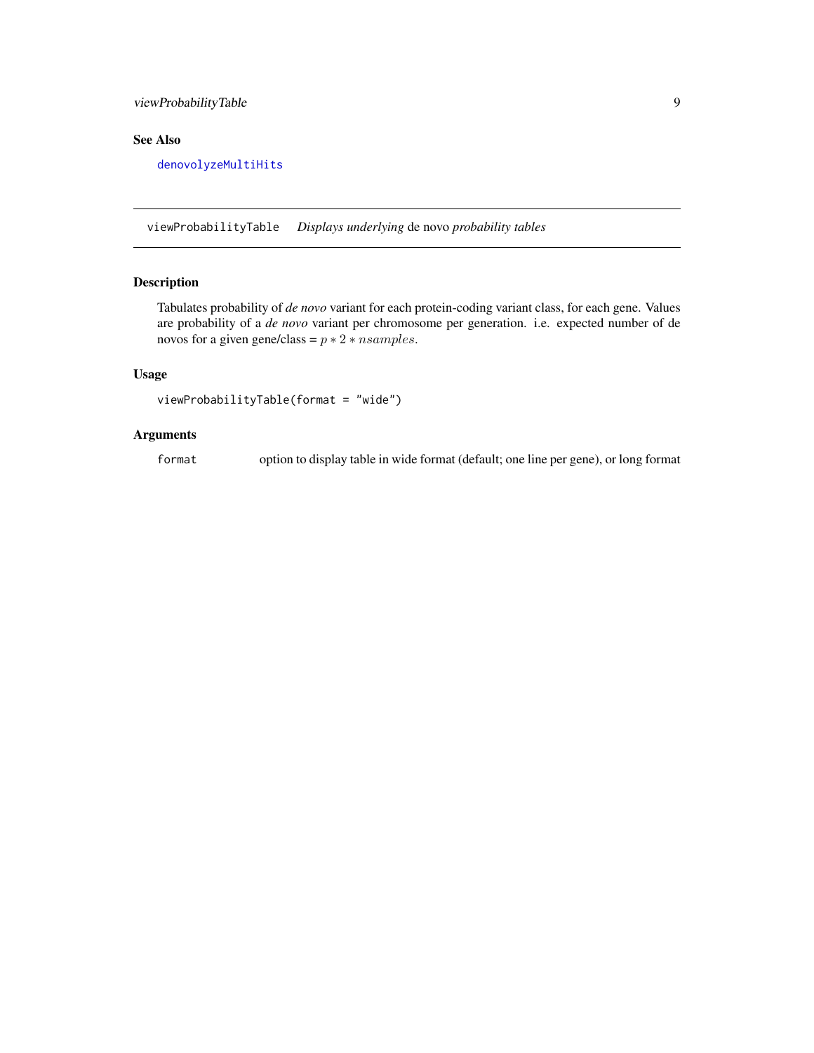## See Also

denovolyzeMultiHits

---

viewProbabilityTable    *Displays underlying* de novo *probability tables*

---

## Description

Tabulates probability of *de novo* variant for each protein-coding variant class, for each gene. Values are probability of a *de novo* variant per chromosome per generation. i.e. expected number of de novos for a given gene/class = $p * 2 * nsamples$.

## Usage

```
viewProbabilityTable(format = "wide")
```

## Arguments

| | |
|---|---|
| format | option to display table in wide format (default; one line per gene), or long format |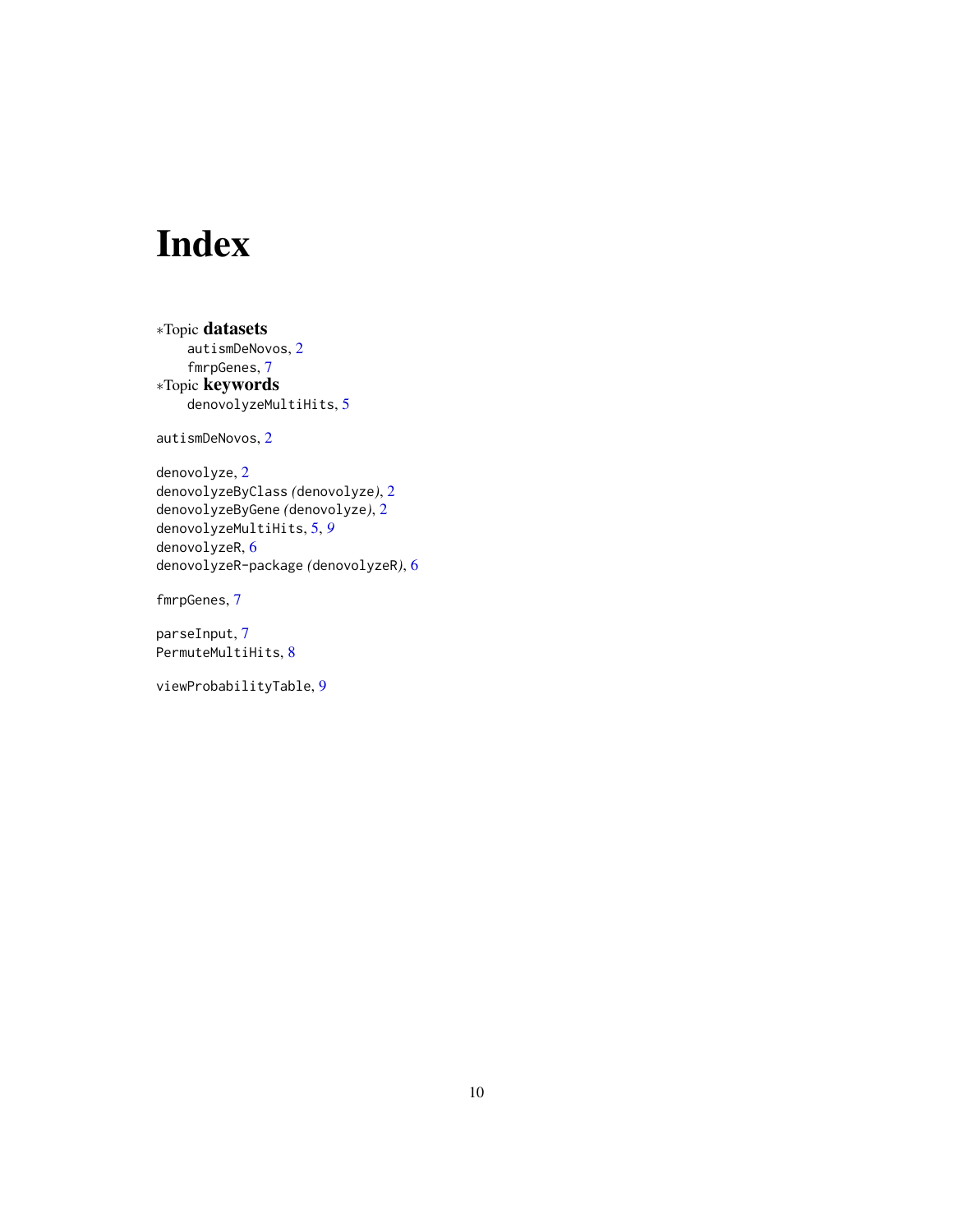# Index

*Topic **datasets**
- autismDeNovos, 2
- fmrpGenes, 7

*Topic **keywords**
- denovolyzeMultiHits, 5

autismDeNovos, 2

denovolyze, 2
denovolyzeByClass *(*denovolyze*)*, 2
denovolyzeByGene *(*denovolyze*)*, 2
denovolyzeMultiHits, 5, *9*
denovolyzeR, 6
denovolyzeR-package *(*denovolyzeR*)*, 6

fmrpGenes, 7

parseInput, 7
PermuteMultiHits, 8

viewProbabilityTable, 9